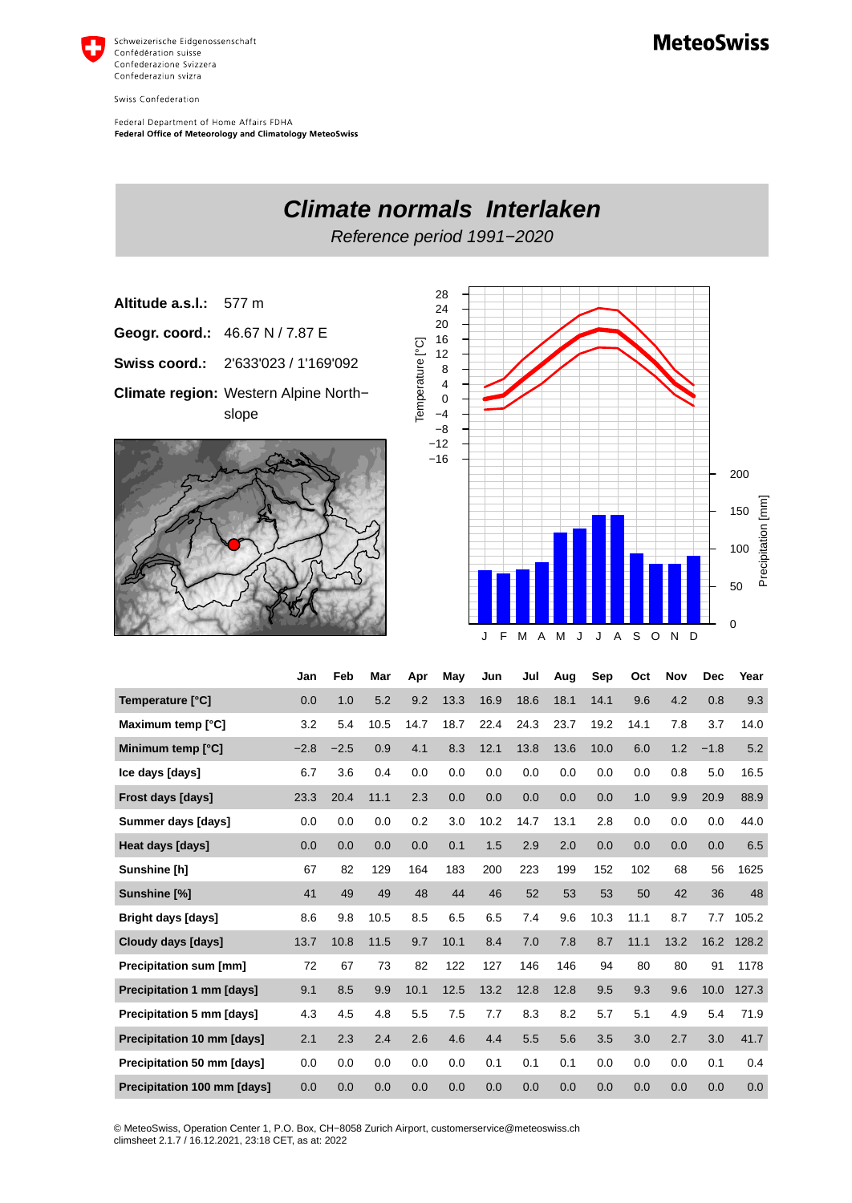Schweizerische Eidgenossenschaft
Confédération suisse
Confederazione Svizzera
Confederaziun svizra

Swiss Confederation

Federal Department of Home Affairs FDHA
**Federal Office of Meteorology and Climatology MeteoSwiss**

**MeteoSwiss**

# *Climate normals Interlaken*

*Reference period 1991−2020*

**Altitude a.s.l.:** 577 m

**Geogr. coord.:** 46.67 N / 7.87 E

**Swiss coord.:** 2'633'023 / 1'169'092

**Climate region:** Western Alpine North−slope

| | Jan | Feb | Mar | Apr | May | Jun | Jul | Aug | Sep | Oct | Nov | Dec | Year |
|---|---|---|---|---|---|---|---|---|---|---|---|---|---|
| **Temperature [°C]** | 0.0 | 1.0 | 5.2 | 9.2 | 13.3 | 16.9 | 18.6 | 18.1 | 14.1 | 9.6 | 4.2 | 0.8 | 9.3 |
| **Maximum temp [°C]** | 3.2 | 5.4 | 10.5 | 14.7 | 18.7 | 22.4 | 24.3 | 23.7 | 19.2 | 14.1 | 7.8 | 3.7 | 14.0 |
| **Minimum temp [°C]** | −2.8 | −2.5 | 0.9 | 4.1 | 8.3 | 12.1 | 13.8 | 13.6 | 10.0 | 6.0 | 1.2 | −1.8 | 5.2 |
| **Ice days [days]** | 6.7 | 3.6 | 0.4 | 0.0 | 0.0 | 0.0 | 0.0 | 0.0 | 0.0 | 0.0 | 0.8 | 5.0 | 16.5 |
| **Frost days [days]** | 23.3 | 20.4 | 11.1 | 2.3 | 0.0 | 0.0 | 0.0 | 0.0 | 0.0 | 1.0 | 9.9 | 20.9 | 88.9 |
| **Summer days [days]** | 0.0 | 0.0 | 0.0 | 0.2 | 3.0 | 10.2 | 14.7 | 13.1 | 2.8 | 0.0 | 0.0 | 0.0 | 44.0 |
| **Heat days [days]** | 0.0 | 0.0 | 0.0 | 0.0 | 0.1 | 1.5 | 2.9 | 2.0 | 0.0 | 0.0 | 0.0 | 0.0 | 6.5 |
| **Sunshine [h]** | 67 | 82 | 129 | 164 | 183 | 200 | 223 | 199 | 152 | 102 | 68 | 56 | 1625 |
| **Sunshine [%]** | 41 | 49 | 49 | 48 | 44 | 46 | 52 | 53 | 53 | 50 | 42 | 36 | 48 |
| **Bright days [days]** | 8.6 | 9.8 | 10.5 | 8.5 | 6.5 | 6.5 | 7.4 | 9.6 | 10.3 | 11.1 | 8.7 | 7.7 | 105.2 |
| **Cloudy days [days]** | 13.7 | 10.8 | 11.5 | 9.7 | 10.1 | 8.4 | 7.0 | 7.8 | 8.7 | 11.1 | 13.2 | 16.2 | 128.2 |
| **Precipitation sum [mm]** | 72 | 67 | 73 | 82 | 122 | 127 | 146 | 146 | 94 | 80 | 80 | 91 | 1178 |
| **Precipitation 1 mm [days]** | 9.1 | 8.5 | 9.9 | 10.1 | 12.5 | 13.2 | 12.8 | 12.8 | 9.5 | 9.3 | 9.6 | 10.0 | 127.3 |
| **Precipitation 5 mm [days]** | 4.3 | 4.5 | 4.8 | 5.5 | 7.5 | 7.7 | 8.3 | 8.2 | 5.7 | 5.1 | 4.9 | 5.4 | 71.9 |
| **Precipitation 10 mm [days]** | 2.1 | 2.3 | 2.4 | 2.6 | 4.6 | 4.4 | 5.5 | 5.6 | 3.5 | 3.0 | 2.7 | 3.0 | 41.7 |
| **Precipitation 50 mm [days]** | 0.0 | 0.0 | 0.0 | 0.0 | 0.0 | 0.1 | 0.1 | 0.1 | 0.0 | 0.0 | 0.0 | 0.1 | 0.4 |
| **Precipitation 100 mm [days]** | 0.0 | 0.0 | 0.0 | 0.0 | 0.0 | 0.0 | 0.0 | 0.0 | 0.0 | 0.0 | 0.0 | 0.0 | 0.0 |

© MeteoSwiss, Operation Center 1, P.O. Box, CH−8058 Zurich Airport, customerservice@meteoswiss.ch
climsheet 2.1.7 / 16.12.2021, 23:18 CET, as at: 2022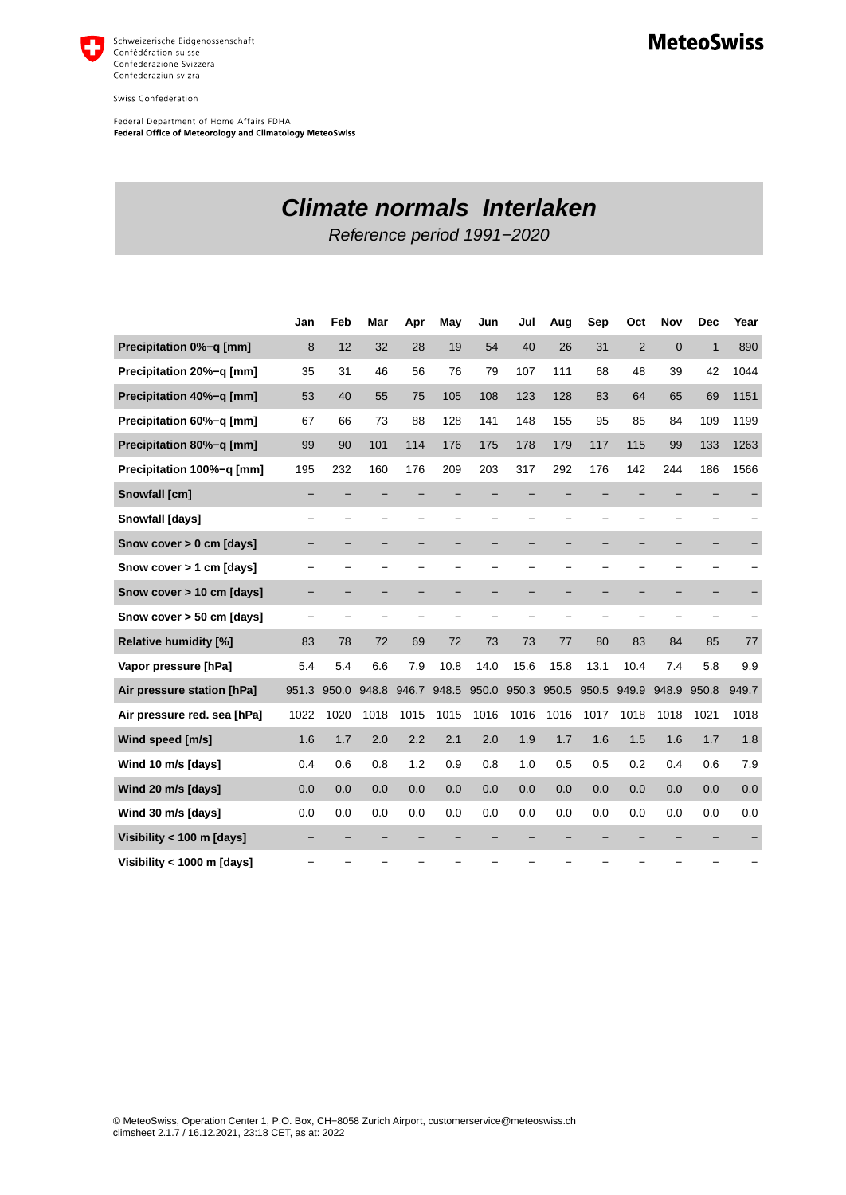Schweizerische Eidgenossenschaft
Confédération suisse
Confederazione Svizzera
Confederaziun svizra

Swiss Confederation

Federal Department of Home Affairs FDHA
**Federal Office of Meteorology and Climatology MeteoSwiss**

**MeteoSwiss**

# *Climate normals Interlaken*

*Reference period 1991−2020*

| | Jan | Feb | Mar | Apr | May | Jun | Jul | Aug | Sep | Oct | Nov | Dec | Year |
|---|---|---|---|---|---|---|---|---|---|---|---|---|---|
| **Precipitation 0%−q [mm]** | 8 | 12 | 32 | 28 | 19 | 54 | 40 | 26 | 31 | 2 | 0 | 1 | 890 |
| **Precipitation 20%−q [mm]** | 35 | 31 | 46 | 56 | 76 | 79 | 107 | 111 | 68 | 48 | 39 | 42 | 1044 |
| **Precipitation 40%−q [mm]** | 53 | 40 | 55 | 75 | 105 | 108 | 123 | 128 | 83 | 64 | 65 | 69 | 1151 |
| **Precipitation 60%−q [mm]** | 67 | 66 | 73 | 88 | 128 | 141 | 148 | 155 | 95 | 85 | 84 | 109 | 1199 |
| **Precipitation 80%−q [mm]** | 99 | 90 | 101 | 114 | 176 | 175 | 178 | 179 | 117 | 115 | 99 | 133 | 1263 |
| **Precipitation 100%−q [mm]** | 195 | 232 | 160 | 176 | 209 | 203 | 317 | 292 | 176 | 142 | 244 | 186 | 1566 |
| **Snowfall [cm]** | – | – | – | – | – | – | – | – | – | – | – | – | – |
| **Snowfall [days]** | – | – | – | – | – | – | – | – | – | – | – | – | – |
| **Snow cover > 0 cm [days]** | – | – | – | – | – | – | – | – | – | – | – | – | – |
| **Snow cover > 1 cm [days]** | – | – | – | – | – | – | – | – | – | – | – | – | – |
| **Snow cover > 10 cm [days]** | – | – | – | – | – | – | – | – | – | – | – | – | – |
| **Snow cover > 50 cm [days]** | – | – | – | – | – | – | – | – | – | – | – | – | – |
| **Relative humidity [%]** | 83 | 78 | 72 | 69 | 72 | 73 | 73 | 77 | 80 | 83 | 84 | 85 | 77 |
| **Vapor pressure [hPa]** | 5.4 | 5.4 | 6.6 | 7.9 | 10.8 | 14.0 | 15.6 | 15.8 | 13.1 | 10.4 | 7.4 | 5.8 | 9.9 |
| **Air pressure station [hPa]** | 951.3 | 950.0 | 948.8 | 946.7 | 948.5 | 950.0 | 950.3 | 950.5 | 950.5 | 949.9 | 948.9 | 950.8 | 949.7 |
| **Air pressure red. sea [hPa]** | 1022 | 1020 | 1018 | 1015 | 1015 | 1016 | 1016 | 1016 | 1017 | 1018 | 1018 | 1021 | 1018 |
| **Wind speed [m/s]** | 1.6 | 1.7 | 2.0 | 2.2 | 2.1 | 2.0 | 1.9 | 1.7 | 1.6 | 1.5 | 1.6 | 1.7 | 1.8 |
| **Wind 10 m/s [days]** | 0.4 | 0.6 | 0.8 | 1.2 | 0.9 | 0.8 | 1.0 | 0.5 | 0.5 | 0.2 | 0.4 | 0.6 | 7.9 |
| **Wind 20 m/s [days]** | 0.0 | 0.0 | 0.0 | 0.0 | 0.0 | 0.0 | 0.0 | 0.0 | 0.0 | 0.0 | 0.0 | 0.0 | 0.0 |
| **Wind 30 m/s [days]** | 0.0 | 0.0 | 0.0 | 0.0 | 0.0 | 0.0 | 0.0 | 0.0 | 0.0 | 0.0 | 0.0 | 0.0 | 0.0 |
| **Visibility < 100 m [days]** | – | – | – | – | – | – | – | – | – | – | – | – | – |
| **Visibility < 1000 m [days]** | – | – | – | – | – | – | – | – | – | – | – | – | – |

© MeteoSwiss, Operation Center 1, P.O. Box, CH−8058 Zurich Airport, customerservice@meteoswiss.ch
climsheet 2.1.7 / 16.12.2021, 23:18 CET, as at: 2022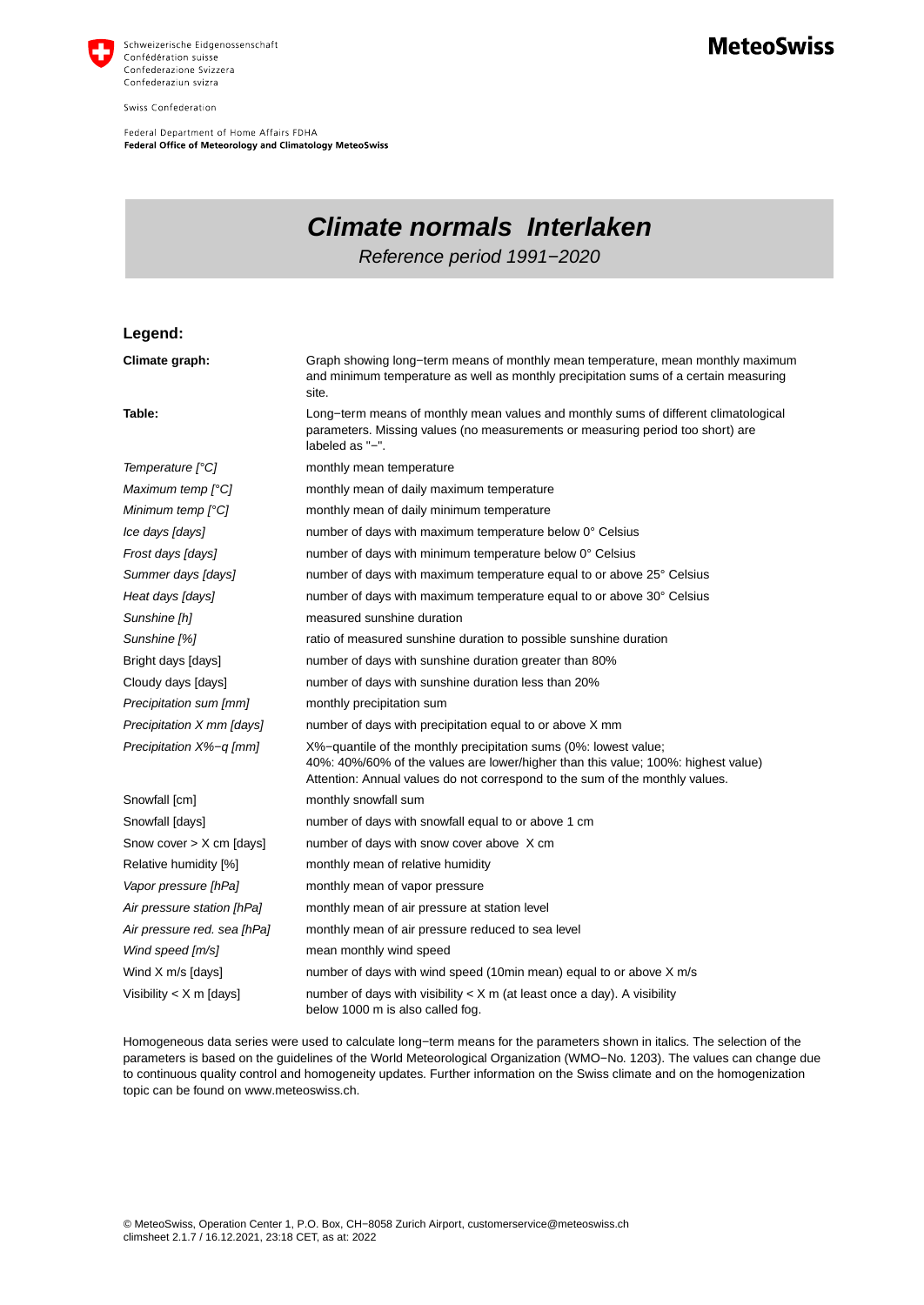Schweizerische Eidgenossenschaft
Confédération suisse
Confederazione Svizzera
Confederaziun svizra

Swiss Confederation

Federal Department of Home Affairs FDHA
**Federal Office of Meteorology and Climatology MeteoSwiss**

**MeteoSwiss**

# *Climate normals Interlaken*

*Reference period 1991−2020*

## Legend:

| | |
|---|---|
| **Climate graph:** | Graph showing long−term means of monthly mean temperature, mean monthly maximum and minimum temperature as well as monthly precipitation sums of a certain measuring site. |
| **Table:** | Long−term means of monthly mean values and monthly sums of different climatological parameters. Missing values (no measurements or measuring period too short) are labeled as "−". |
| *Temperature [°C]* | monthly mean temperature |
| *Maximum temp [°C]* | monthly mean of daily maximum temperature |
| *Minimum temp [°C]* | monthly mean of daily minimum temperature |
| *Ice days [days]* | number of days with maximum temperature below 0° Celsius |
| *Frost days [days]* | number of days with minimum temperature below 0° Celsius |
| *Summer days [days]* | number of days with maximum temperature equal to or above 25° Celsius |
| *Heat days [days]* | number of days with maximum temperature equal to or above 30° Celsius |
| *Sunshine [h]* | measured sunshine duration |
| *Sunshine [%]* | ratio of measured sunshine duration to possible sunshine duration |
| Bright days [days] | number of days with sunshine duration greater than 80% |
| Cloudy days [days] | number of days with sunshine duration less than 20% |
| *Precipitation sum [mm]* | monthly precipitation sum |
| *Precipitation X mm [days]* | number of days with precipitation equal to or above X mm |
| *Precipitation X%−q [mm]* | X%−quantile of the monthly precipitation sums (0%: lowest value; 40%: 40%/60% of the values are lower/higher than this value; 100%: highest value) Attention: Annual values do not correspond to the sum of the monthly values. |
| Snowfall [cm] | monthly snowfall sum |
| Snowfall [days] | number of days with snowfall equal to or above 1 cm |
| Snow cover > X cm [days] | number of days with snow cover above X cm |
| Relative humidity [%] | monthly mean of relative humidity |
| *Vapor pressure [hPa]* | monthly mean of vapor pressure |
| *Air pressure station [hPa]* | monthly mean of air pressure at station level |
| *Air pressure red. sea [hPa]* | monthly mean of air pressure reduced to sea level |
| *Wind speed [m/s]* | mean monthly wind speed |
| Wind X m/s [days] | number of days with wind speed (10min mean) equal to or above X m/s |
| Visibility < X m [days] | number of days with visibility < X m (at least once a day). A visibility below 1000 m is also called fog. |

Homogeneous data series were used to calculate long−term means for the parameters shown in italics. The selection of the parameters is based on the guidelines of the World Meteorological Organization (WMO−No. 1203). The values can change due to continuous quality control and homogeneity updates. Further information on the Swiss climate and on the homogenization topic can be found on www.meteoswiss.ch.

© MeteoSwiss, Operation Center 1, P.O. Box, CH−8058 Zurich Airport, customerservice@meteoswiss.ch
climsheet 2.1.7 / 16.12.2021, 23:18 CET, as at: 2022